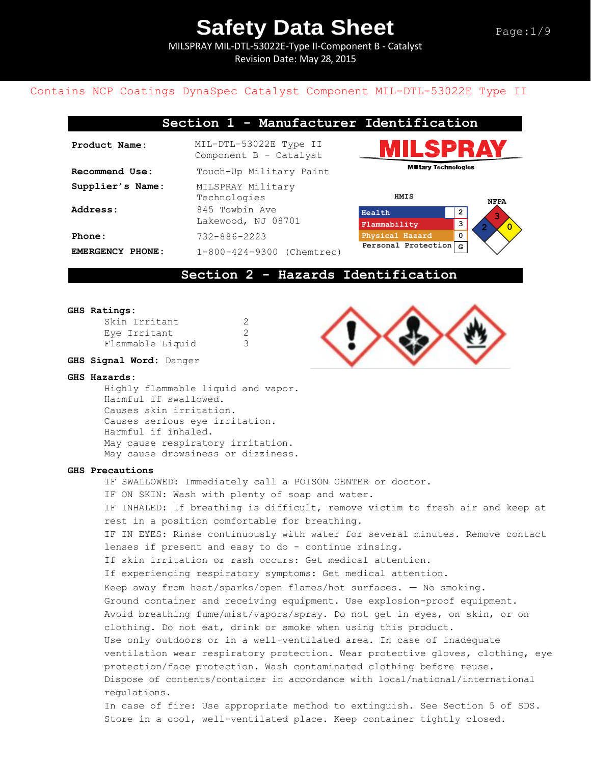# Safety Data Sheet

MILSPRAY MIL-DTL-53022E-Type II-Component B - Catalyst
Revision Date: May 28, 2015

Contains NCP Coatings DynaSpec Catalyst Component MIL-DTL-53022E Type II

## Section 1 - Manufacturer Identification

**Product Name:** MIL-DTL-53022E Type II Component B - Catalyst

**Recommend Use:** Touch-Up Military Paint

**Supplier's Name:** MILSPRAY Military Technologies

**Address:** 845 Towbin Ave
Lakewood, NJ 08701

**Phone:** 732-886-2223

**EMERGENCY PHONE:** 1-800-424-9300 (Chemtrec)

MILSPRAY Military Technologies

**HMIS**

| Category | Rating |
|---|---|
| Health | 2 |
| Flammability | 3 |
| Physical Hazard | 0 |
| Personal Protection | G |

**NFPA**

Health: 2, Flammability: 3, Reactivity: 0

## Section 2 - Hazards Identification

**GHS Ratings:**

| | |
|---|---|
| Skin Irritant | 2 |
| Eye Irritant | 2 |
| Flammable Liquid | 3 |

**GHS Signal Word:** Danger

**GHS Hazards:**

Highly flammable liquid and vapor.
Harmful if swallowed.
Causes skin irritation.
Causes serious eye irritation.
Harmful if inhaled.
May cause respiratory irritation.
May cause drowsiness or dizziness.

**GHS Precautions**

IF SWALLOWED: Immediately call a POISON CENTER or doctor.
IF ON SKIN: Wash with plenty of soap and water.
IF INHALED: If breathing is difficult, remove victim to fresh air and keep at rest in a position comfortable for breathing.
IF IN EYES: Rinse continuously with water for several minutes. Remove contact lenses if present and easy to do - continue rinsing.
If skin irritation or rash occurs: Get medical attention.
If experiencing respiratory symptoms: Get medical attention.
Keep away from heat/sparks/open flames/hot surfaces. — No smoking.
Ground container and receiving equipment. Use explosion-proof equipment.
Avoid breathing fume/mist/vapors/spray. Do not get in eyes, on skin, or on clothing. Do not eat, drink or smoke when using this product.
Use only outdoors or in a well-ventilated area. In case of inadequate ventilation wear respiratory protection. Wear protective gloves, clothing, eye protection/face protection. Wash contaminated clothing before reuse.
Dispose of contents/container in accordance with local/national/international regulations.
In case of fire: Use appropriate method to extinguish. See Section 5 of SDS.
Store in a cool, well-ventilated place. Keep container tightly closed.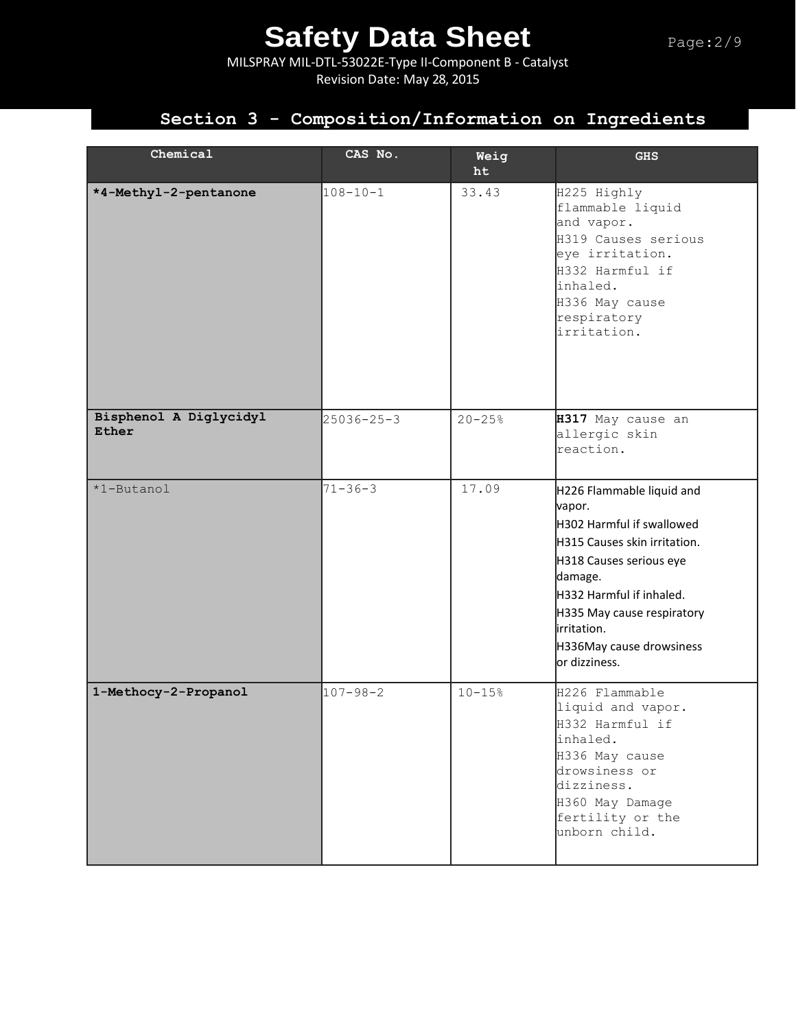## Section 3 - Composition/Information on Ingredients

| Chemical | CAS No. | Weight | GHS |
|---|---|---|---|
| **\*4-Methyl-2-pentanone** | 108-10-1 | 33.43 | H225 Highly flammable liquid and vapor.<br>H319 Causes serious eye irritation.<br>H332 Harmful if inhaled.<br>H336 May cause respiratory irritation. |
| **Bisphenol A Diglycidyl Ether** | 25036-25-3 | 20-25% | **H317** May cause an allergic skin reaction. |
| \*1-Butanol | 71-36-3 | 17.09 | H226 Flammable liquid and vapor.<br>H302 Harmful if swallowed<br>H315 Causes skin irritation.<br>H318 Causes serious eye damage.<br>H332 Harmful if inhaled.<br>H335 May cause respiratory irritation.<br>H336May cause drowsiness or dizziness. |
| **1-Methocy-2-Propanol** | 107-98-2 | 10-15% | H226 Flammable liquid and vapor.<br>H332 Harmful if inhaled.<br>H336 May cause drowsiness or dizziness.<br>H360 May Damage fertility or the unborn child. |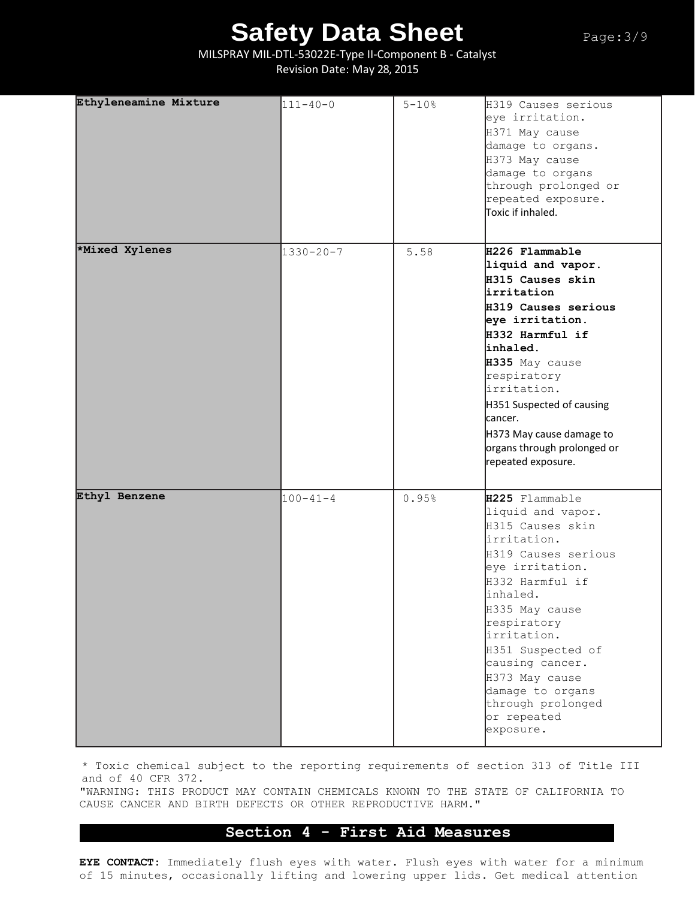| Ethyleneamine Mixture | 111-40-0 | 5-10% | H319 Causes serious eye irritation. H371 May cause damage to organs. H373 May cause damage to organs through prolonged or repeated exposure. Toxic if inhaled. |
|---|---|---|---|
| *Mixed Xylenes | 1330-20-7 | 5.58 | **H226 Flammable liquid and vapor.** **H315 Causes skin irritation** **H319 Causes serious eye irritation.** **H332 Harmful if inhaled.** **H335** May cause respiratory irritation. H351 Suspected of causing cancer. H373 May cause damage to organs through prolonged or repeated exposure. |
| Ethyl Benzene | 100-41-4 | 0.95% | **H225** Flammable liquid and vapor. H315 Causes skin irritation. H319 Causes serious eye irritation. H332 Harmful if inhaled. H335 May cause respiratory irritation. H351 Suspected of causing cancer. H373 May cause damage to organs through prolonged or repeated exposure. |

* Toxic chemical subject to the reporting requirements of section 313 of Title III and of 40 CFR 372.

"WARNING: THIS PRODUCT MAY CONTAIN CHEMICALS KNOWN TO THE STATE OF CALIFORNIA TO CAUSE CANCER AND BIRTH DEFECTS OR OTHER REPRODUCTIVE HARM."

## Section 4 - First Aid Measures

**EYE CONTACT:** Immediately flush eyes with water. Flush eyes with water for a minimum of 15 minutes, occasionally lifting and lowering upper lids. Get medical attention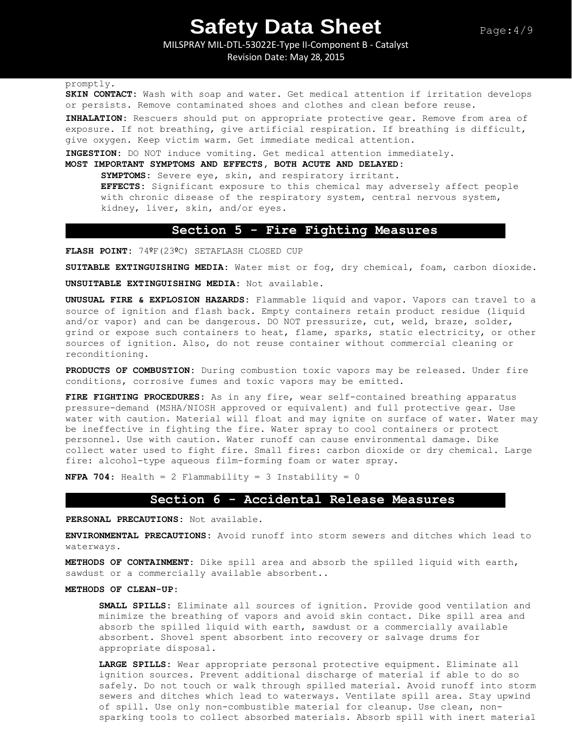promptly.

**SKIN CONTACT:** Wash with soap and water. Get medical attention if irritation develops or persists. Remove contaminated shoes and clothes and clean before reuse.

**INHALATION:** Rescuers should put on appropriate protective gear. Remove from area of exposure. If not breathing, give artificial respiration. If breathing is difficult, give oxygen. Keep victim warm. Get immediate medical attention.

**INGESTION:** DO NOT induce vomiting. Get medical attention immediately.

**MOST IMPORTANT SYMPTOMS AND EFFECTS, BOTH ACUTE AND DELAYED:**

**SYMPTOMS:** Severe eye, skin, and respiratory irritant.

**EFFECTS:** Significant exposure to this chemical may adversely affect people with chronic disease of the respiratory system, central nervous system, kidney, liver, skin, and/or eyes.

## Section 5 - Fire Fighting Measures

**FLASH POINT:** 74ºF(23ºC) SETAFLASH CLOSED CUP

**SUITABLE EXTINGUISHING MEDIA:** Water mist or fog, dry chemical, foam, carbon dioxide.

**UNSUITABLE EXTINGUISHING MEDIA:** Not available.

**UNUSUAL FIRE & EXPLOSION HAZARDS:** Flammable liquid and vapor. Vapors can travel to a source of ignition and flash back. Empty containers retain product residue (liquid and/or vapor) and can be dangerous. DO NOT pressurize, cut, weld, braze, solder, grind or expose such containers to heat, flame, sparks, static electricity, or other sources of ignition. Also, do not reuse container without commercial cleaning or reconditioning.

**PRODUCTS OF COMBUSTION:** During combustion toxic vapors may be released. Under fire conditions, corrosive fumes and toxic vapors may be emitted.

**FIRE FIGHTING PROCEDURES:** As in any fire, wear self-contained breathing apparatus pressure-demand (MSHA/NIOSH approved or equivalent) and full protective gear. Use water with caution. Material will float and may ignite on surface of water. Water may be ineffective in fighting the fire. Water spray to cool containers or protect personnel. Use with caution. Water runoff can cause environmental damage. Dike collect water used to fight fire. Small fires: carbon dioxide or dry chemical. Large fire: alcohol-type aqueous film-forming foam or water spray.

**NFPA 704:** Health = 2 Flammability = 3 Instability = 0

## Section 6 - Accidental Release Measures

**PERSONAL PRECAUTIONS:** Not available.

**ENVIRONMENTAL PRECAUTIONS:** Avoid runoff into storm sewers and ditches which lead to waterways.

**METHODS OF CONTAINMENT:** Dike spill area and absorb the spilled liquid with earth, sawdust or a commercially available absorbent..

**METHODS OF CLEAN-UP:**

**SMALL SPILLS:** Eliminate all sources of ignition. Provide good ventilation and minimize the breathing of vapors and avoid skin contact. Dike spill area and absorb the spilled liquid with earth, sawdust or a commercially available absorbent. Shovel spent absorbent into recovery or salvage drums for appropriate disposal.

**LARGE SPILLS:** Wear appropriate personal protective equipment. Eliminate all ignition sources. Prevent additional discharge of material if able to do so safely. Do not touch or walk through spilled material. Avoid runoff into storm sewers and ditches which lead to waterways. Ventilate spill area. Stay upwind of spill. Use only non-combustible material for cleanup. Use clean, non-sparking tools to collect absorbed materials. Absorb spill with inert material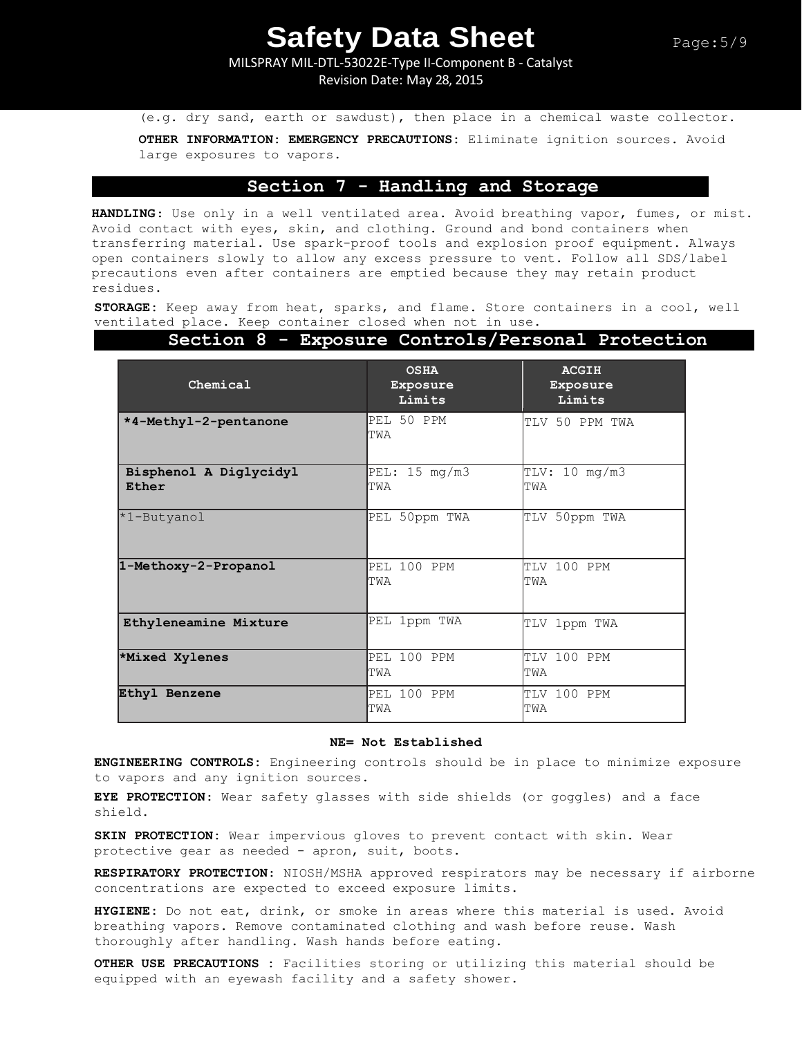(e.g. dry sand, earth or sawdust), then place in a chemical waste collector.

**OTHER INFORMATION: EMERGENCY PRECAUTIONS:** Eliminate ignition sources. Avoid large exposures to vapors.

## Section 7 - Handling and Storage

**HANDLING:** Use only in a well ventilated area. Avoid breathing vapor, fumes, or mist. Avoid contact with eyes, skin, and clothing. Ground and bond containers when transferring material. Use spark-proof tools and explosion proof equipment. Always open containers slowly to allow any excess pressure to vent. Follow all SDS/label precautions even after containers are emptied because they may retain product residues.

**STORAGE:** Keep away from heat, sparks, and flame. Store containers in a cool, well ventilated place. Keep container closed when not in use.

## Section 8 - Exposure Controls/Personal Protection

| Chemical | OSHA Exposure Limits | ACGIH Exposure Limits |
|---|---|---|
| **\*4-Methyl-2-pentanone** | PEL 50 PPM TWA | TLV 50 PPM TWA |
| **Bisphenol A Diglycidyl Ether** | PEL: 15 mg/m3 TWA | TLV: 10 mg/m3 TWA |
| *1-Butyanol | PEL 50ppm TWA | TLV 50ppm TWA |
| **1-Methoxy-2-Propanol** | PEL 100 PPM TWA | TLV 100 PPM TWA |
| **Ethyleneamine Mixture** | PEL 1ppm TWA | TLV 1ppm TWA |
| **\*Mixed Xylenes** | PEL 100 PPM TWA | TLV 100 PPM TWA |
| **Ethyl Benzene** | PEL 100 PPM TWA | TLV 100 PPM TWA |

**NE= Not Established**

**ENGINEERING CONTROLS:** Engineering controls should be in place to minimize exposure to vapors and any ignition sources.

**EYE PROTECTION:** Wear safety glasses with side shields (or goggles) and a face shield.

**SKIN PROTECTION:** Wear impervious gloves to prevent contact with skin. Wear protective gear as needed - apron, suit, boots.

**RESPIRATORY PROTECTION:** NIOSH/MSHA approved respirators may be necessary if airborne concentrations are expected to exceed exposure limits.

**HYGIENE:** Do not eat, drink, or smoke in areas where this material is used. Avoid breathing vapors. Remove contaminated clothing and wash before reuse. Wash thoroughly after handling. Wash hands before eating.

**OTHER USE PRECAUTIONS :** Facilities storing or utilizing this material should be equipped with an eyewash facility and a safety shower.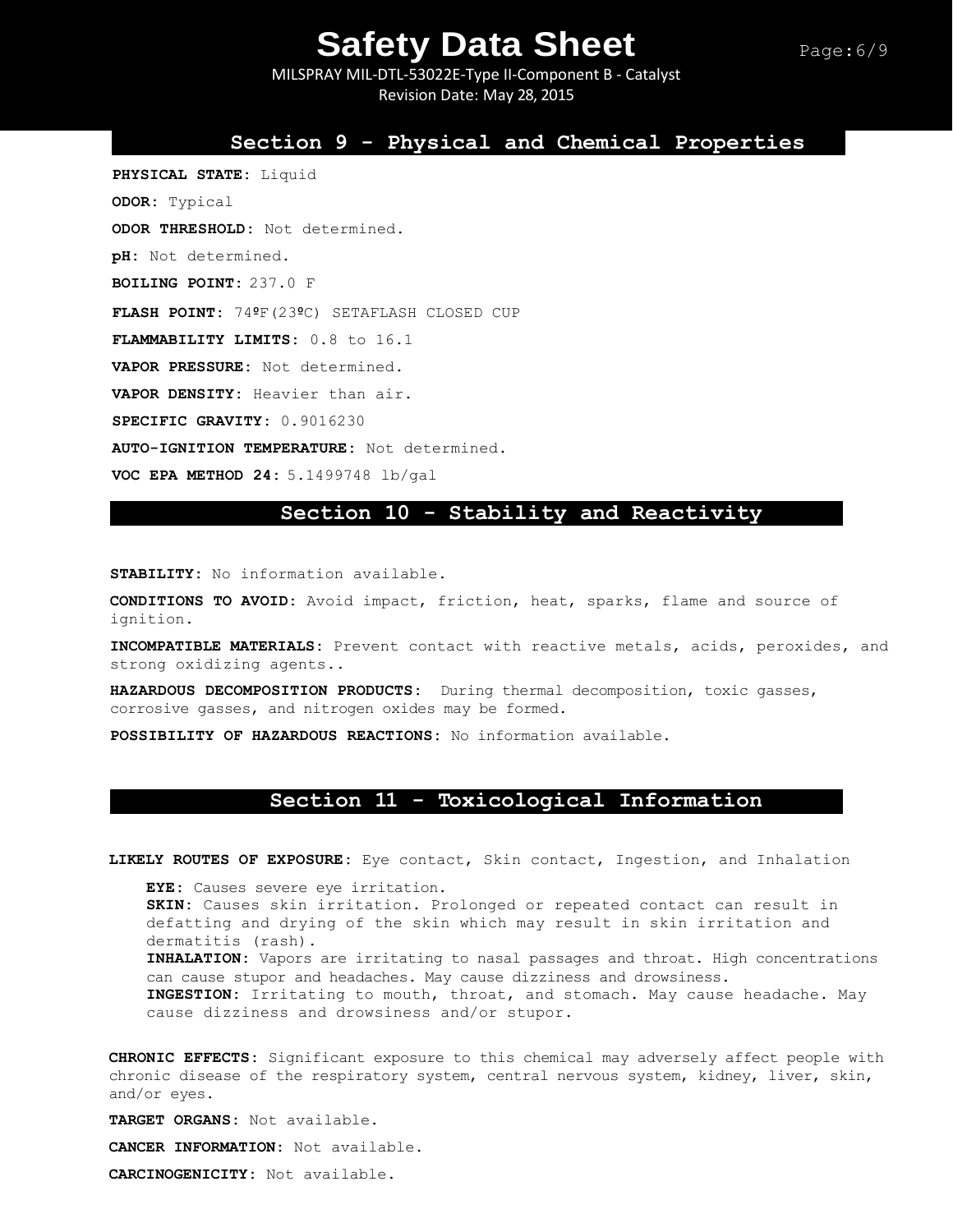## Section 9 - Physical and Chemical Properties

**PHYSICAL STATE:** Liquid

**ODOR:** Typical

**ODOR THRESHOLD:** Not determined.

**pH:** Not determined.

**BOILING POINT:** 237.0 F

**FLASH POINT:** 74ºF(23ºC) SETAFLASH CLOSED CUP

**FLAMMABILITY LIMITS:** 0.8 to 16.1

**VAPOR PRESSURE:** Not determined.

**VAPOR DENSITY:** Heavier than air.

**SPECIFIC GRAVITY:** 0.9016230

**AUTO-IGNITION TEMPERATURE:** Not determined.

**VOC EPA METHOD 24:** 5.1499748 lb/gal

## Section 10 - Stability and Reactivity

**STABILITY:** No information available.

**CONDITIONS TO AVOID:** Avoid impact, friction, heat, sparks, flame and source of ignition.

**INCOMPATIBLE MATERIALS:** Prevent contact with reactive metals, acids, peroxides, and strong oxidizing agents..

**HAZARDOUS DECOMPOSITION PRODUCTS:** During thermal decomposition, toxic gasses, corrosive gasses, and nitrogen oxides may be formed.

**POSSIBILITY OF HAZARDOUS REACTIONS:** No information available.

## Section 11 - Toxicological Information

**LIKELY ROUTES OF EXPOSURE:** Eye contact, Skin contact, Ingestion, and Inhalation

> **EYE:** Causes severe eye irritation.
> **SKIN:** Causes skin irritation. Prolonged or repeated contact can result in defatting and drying of the skin which may result in skin irritation and dermatitis (rash).
> **INHALATION:** Vapors are irritating to nasal passages and throat. High concentrations can cause stupor and headaches. May cause dizziness and drowsiness.
> **INGESTION:** Irritating to mouth, throat, and stomach. May cause headache. May cause dizziness and drowsiness and/or stupor.

**CHRONIC EFFECTS:** Significant exposure to this chemical may adversely affect people with chronic disease of the respiratory system, central nervous system, kidney, liver, skin, and/or eyes.

**TARGET ORGANS:** Not available.

**CANCER INFORMATION:** Not available.

**CARCINOGENICITY:** Not available.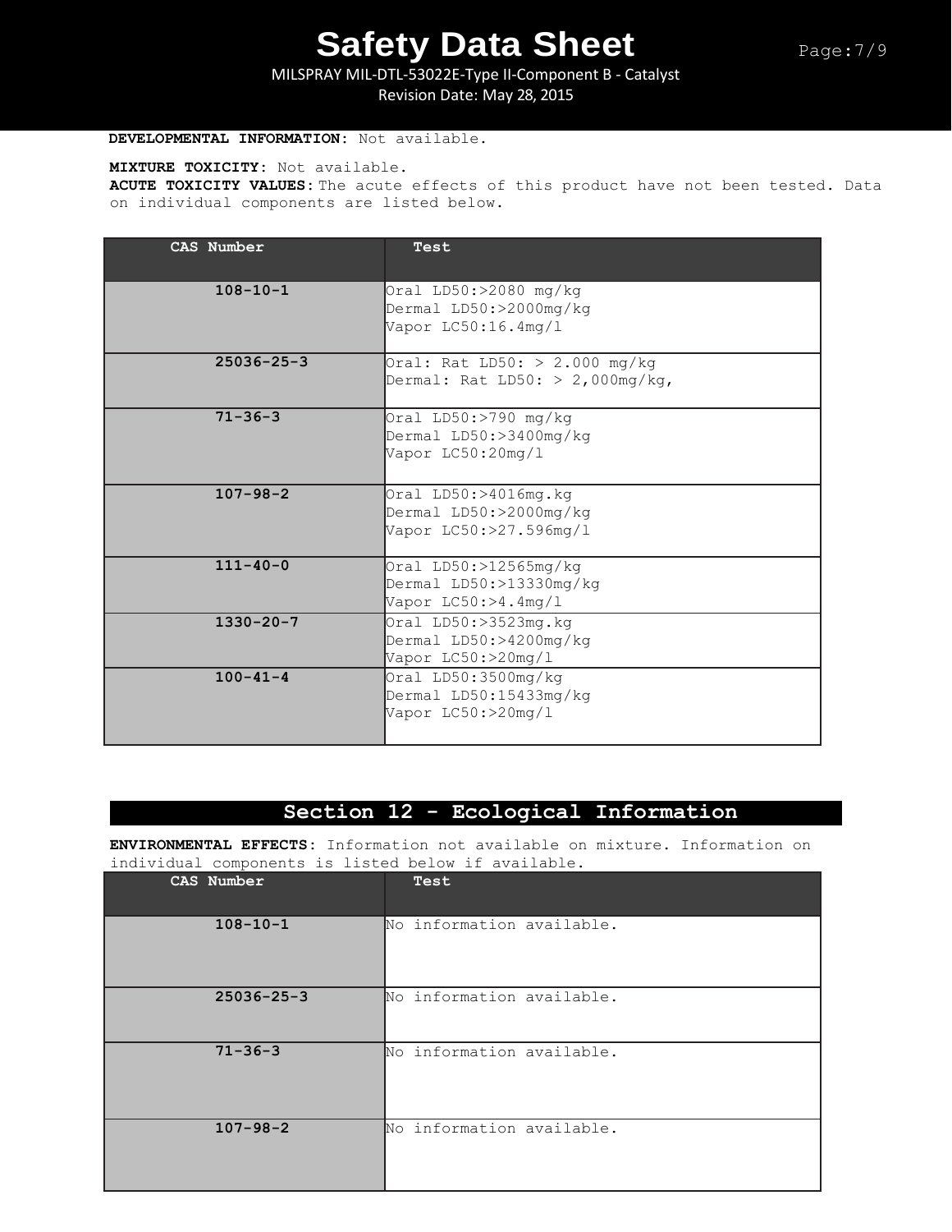**DEVELOPMENTAL INFORMATION:** Not available.

**MIXTURE TOXICITY:** Not available.
**ACUTE TOXICITY VALUES:** The acute effects of this product have not been tested. Data on individual components are listed below.

| CAS Number | Test |
|---|---|
| 108-10-1 | Oral LD50:>2080 mg/kg<br>Dermal LD50:>2000mg/kg<br>Vapor LC50:16.4mg/l |
| 25036-25-3 | Oral: Rat LD50: > 2.000 mg/kg<br>Dermal: Rat LD50: > 2,000mg/kg, |
| 71-36-3 | Oral LD50:>790 mg/kg<br>Dermal LD50:>3400mg/kg<br>Vapor LC50:20mg/l |
| 107-98-2 | Oral LD50:>4016mg.kg<br>Dermal LD50:>2000mg/kg<br>Vapor LC50:>27.596mg/l |
| 111-40-0 | Oral LD50:>12565mg/kg<br>Dermal LD50:>13330mg/kg<br>Vapor LC50:>4.4mg/l |
| 1330-20-7 | Oral LD50:>3523mg.kg<br>Dermal LD50:>4200mg/kg<br>Vapor LC50:>20mg/l |
| 100-41-4 | Oral LD50:3500mg/kg<br>Dermal LD50:15433mg/kg<br>Vapor LC50:>20mg/l |

## Section 12 - Ecological Information

**ENVIRONMENTAL EFFECTS:** Information not available on mixture. Information on individual components is listed below if available.

| CAS Number | Test |
|---|---|
| 108-10-1 | No information available. |
| 25036-25-3 | No information available. |
| 71-36-3 | No information available. |
| 107-98-2 | No information available. |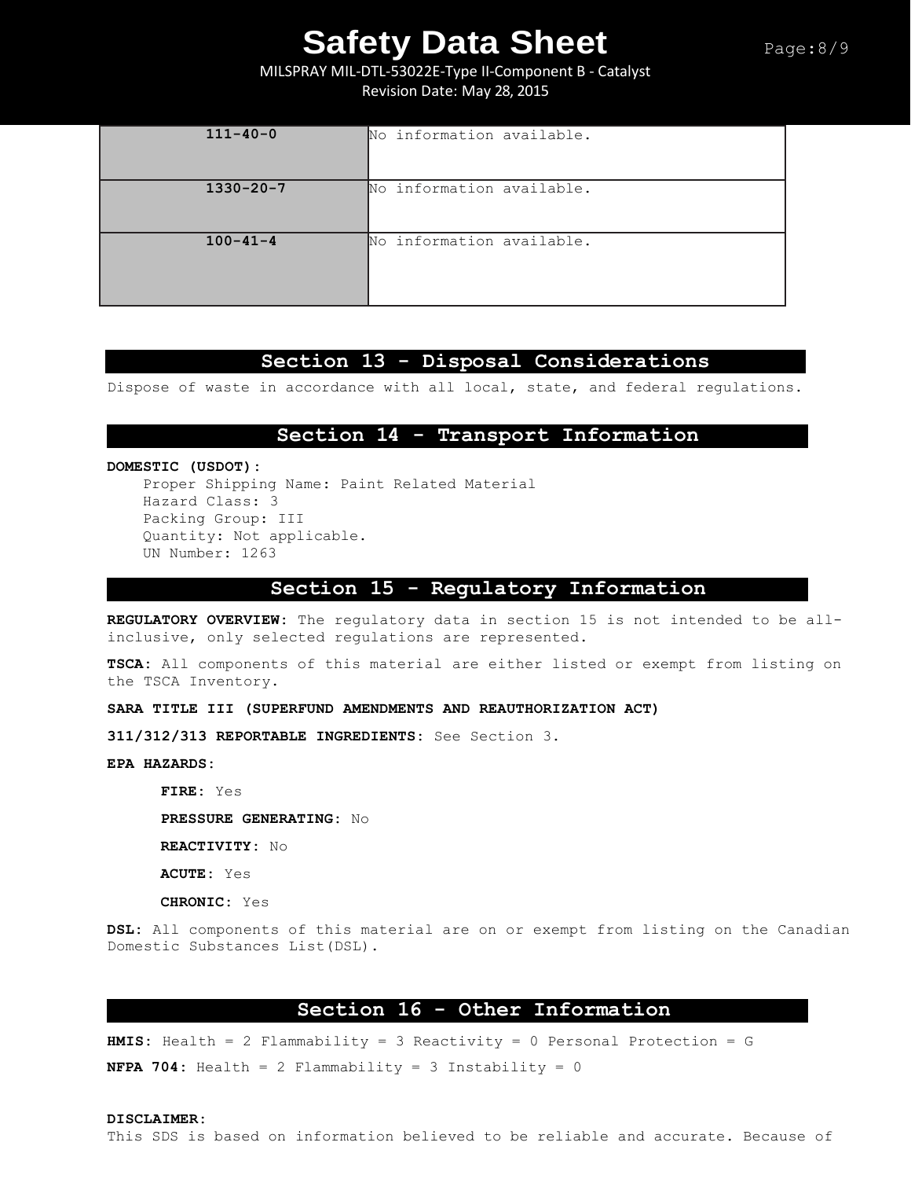| | |
|---|---|
| **111-40-0** | No information available. |
| **1330-20-7** | No information available. |
| **100-41-4** | No information available. |

## Section 13 - Disposal Considerations

Dispose of waste in accordance with all local, state, and federal regulations.

## Section 14 - Transport Information

**DOMESTIC (USDOT):**

Proper Shipping Name: Paint Related Material
Hazard Class: 3
Packing Group: III
Quantity: Not applicable.
UN Number: 1263

## Section 15 - Regulatory Information

**REGULATORY OVERVIEW:** The regulatory data in section 15 is not intended to be all-inclusive, only selected regulations are represented.

**TSCA:** All components of this material are either listed or exempt from listing on the TSCA Inventory.

**SARA TITLE III (SUPERFUND AMENDMENTS AND REAUTHORIZATION ACT)**

**311/312/313 REPORTABLE INGREDIENTS:** See Section 3.

**EPA HAZARDS:**

**FIRE:** Yes

**PRESSURE GENERATING:** No

**REACTIVITY:** No

**ACUTE:** Yes

**CHRONIC:** Yes

**DSL:** All components of this material are on or exempt from listing on the Canadian Domestic Substances List(DSL).

## Section 16 - Other Information

**HMIS:** Health = 2 Flammability = 3 Reactivity = 0 Personal Protection = G

**NFPA 704:** Health = 2 Flammability = 3 Instability = 0

**DISCLAIMER:**
This SDS is based on information believed to be reliable and accurate. Because of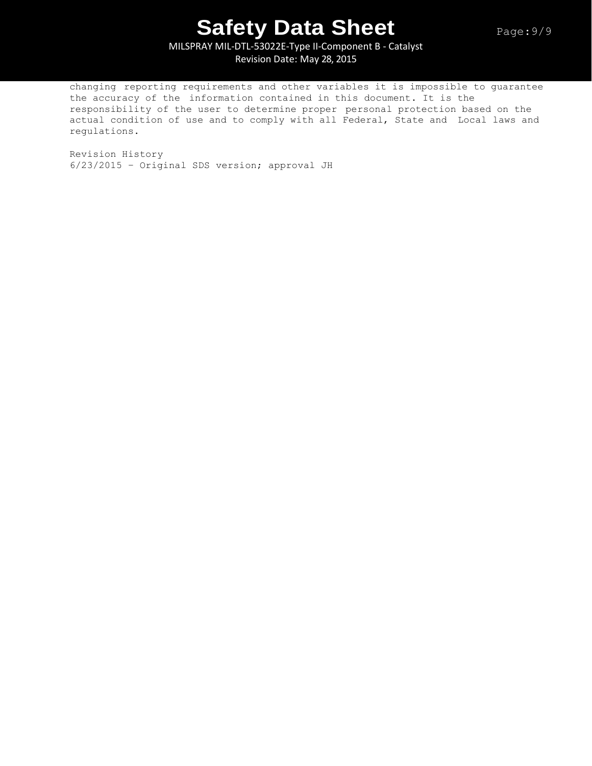changing reporting requirements and other variables it is impossible to guarantee the accuracy of the information contained in this document. It is the responsibility of the user to determine proper personal protection based on the actual condition of use and to comply with all Federal, State and Local laws and regulations.

Revision History
6/23/2015 – Original SDS version; approval JH